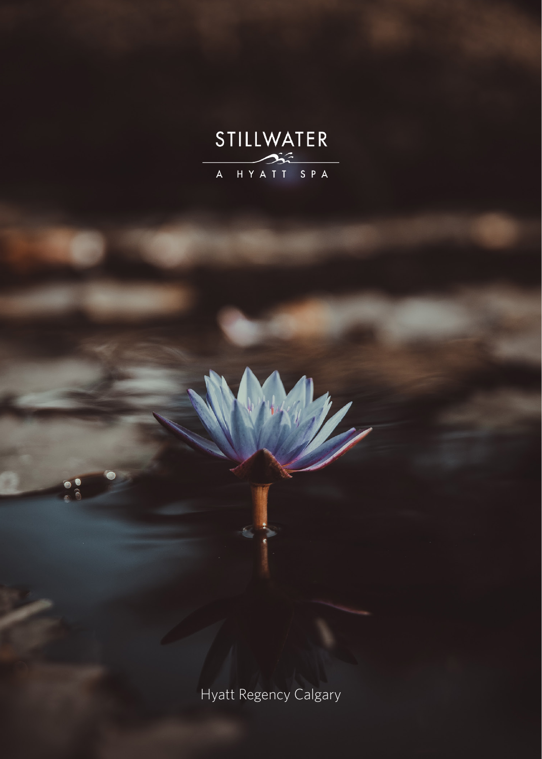# STILLWATER

A HYATT SPA

Hyatt Regency Calgary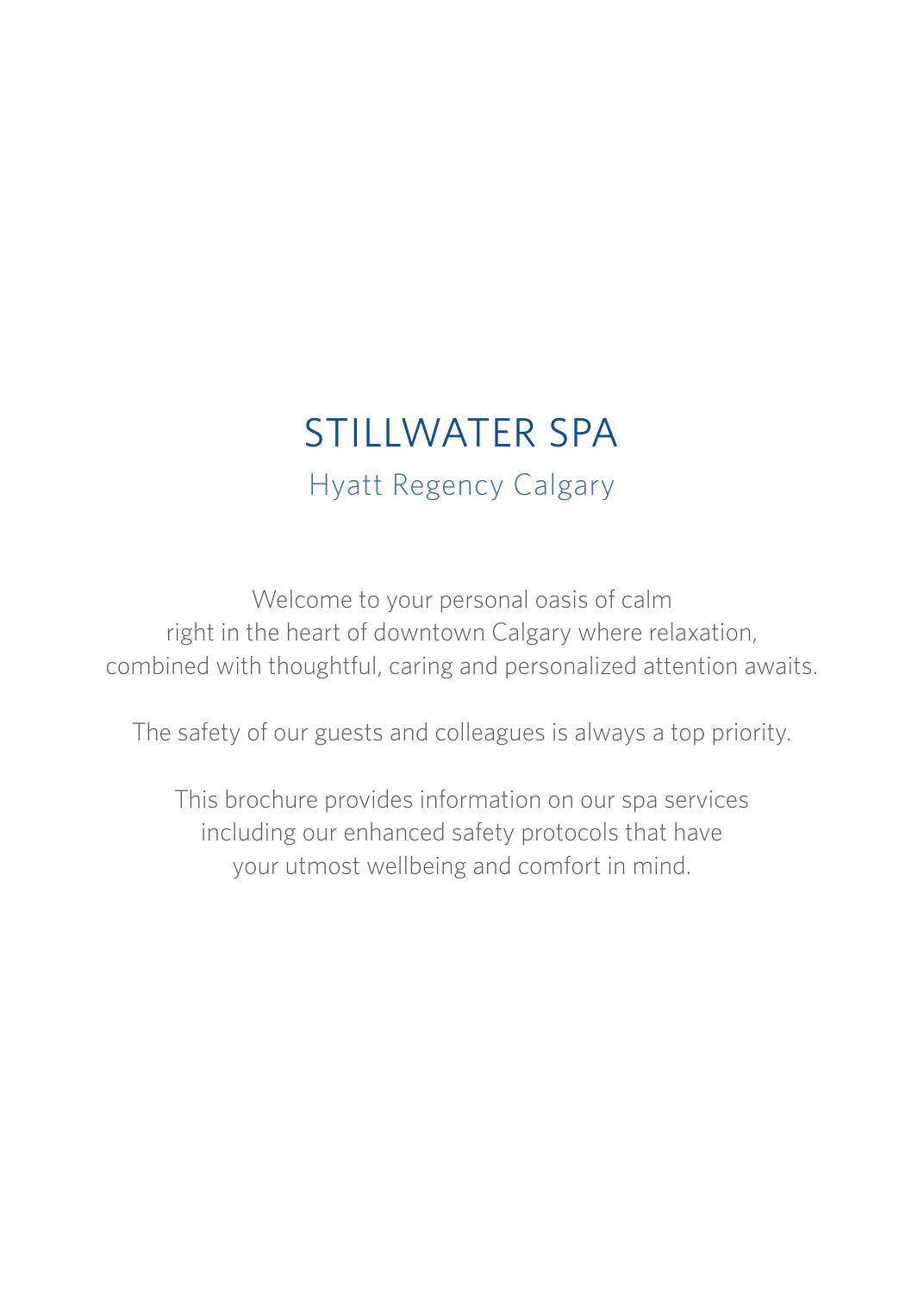# STILLWATER SPA

## Hyatt Regency Calgary

Welcome to your personal oasis of calm
right in the heart of downtown Calgary where relaxation,
combined with thoughtful, caring and personalized attention awaits.

The safety of our guests and colleagues is always a top priority.

This brochure provides information on our spa services
including our enhanced safety protocols that have
your utmost wellbeing and comfort in mind.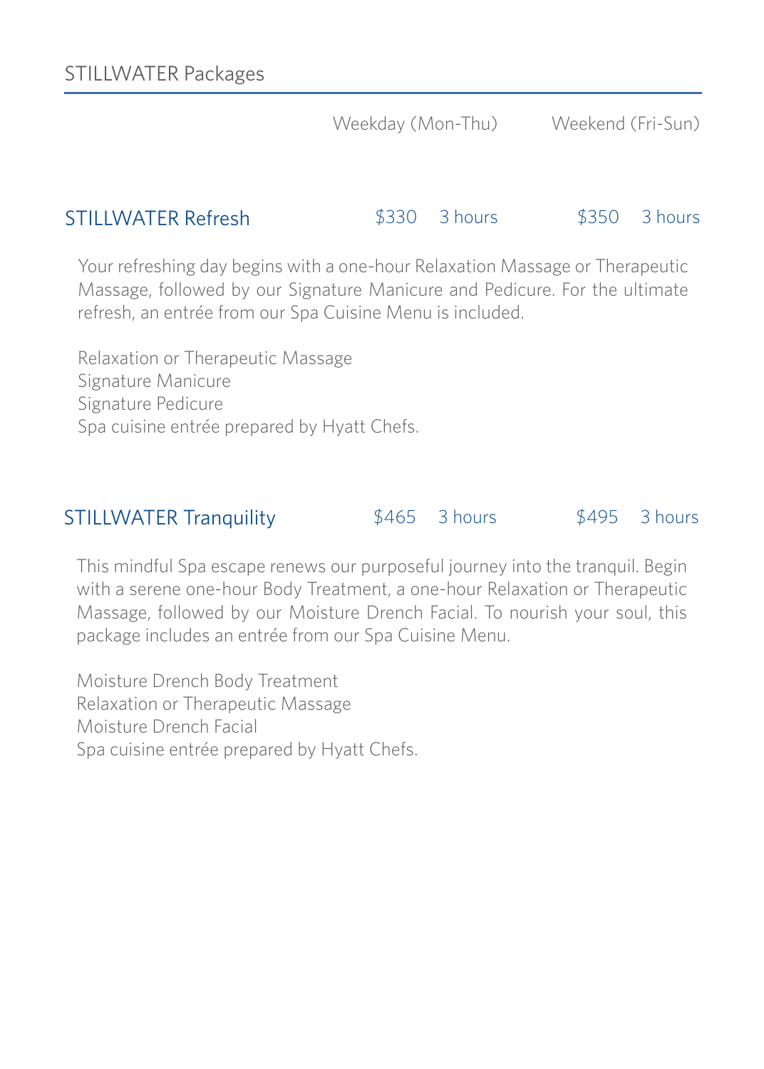## STILLWATER Packages

| | Weekday (Mon-Thu) | | Weekend (Fri-Sun) | |
|---|---|---|---|---|
| STILLWATER Refresh | $330 | 3 hours | $350 | 3 hours |

Your refreshing day begins with a one-hour Relaxation Massage or Therapeutic Massage, followed by our Signature Manicure and Pedicure. For the ultimate refresh, an entrée from our Spa Cuisine Menu is included.

Relaxation or Therapeutic Massage
Signature Manicure
Signature Pedicure
Spa cuisine entrée prepared by Hyatt Chefs.

| | Weekday (Mon-Thu) | | Weekend (Fri-Sun) | |
|---|---|---|---|---|
| STILLWATER Tranquility | $465 | 3 hours | $495 | 3 hours |

This mindful Spa escape renews our purposeful journey into the tranquil. Begin with a serene one-hour Body Treatment, a one-hour Relaxation or Therapeutic Massage, followed by our Moisture Drench Facial. To nourish your soul, this package includes an entrée from our Spa Cuisine Menu.

Moisture Drench Body Treatment
Relaxation or Therapeutic Massage
Moisture Drench Facial
Spa cuisine entrée prepared by Hyatt Chefs.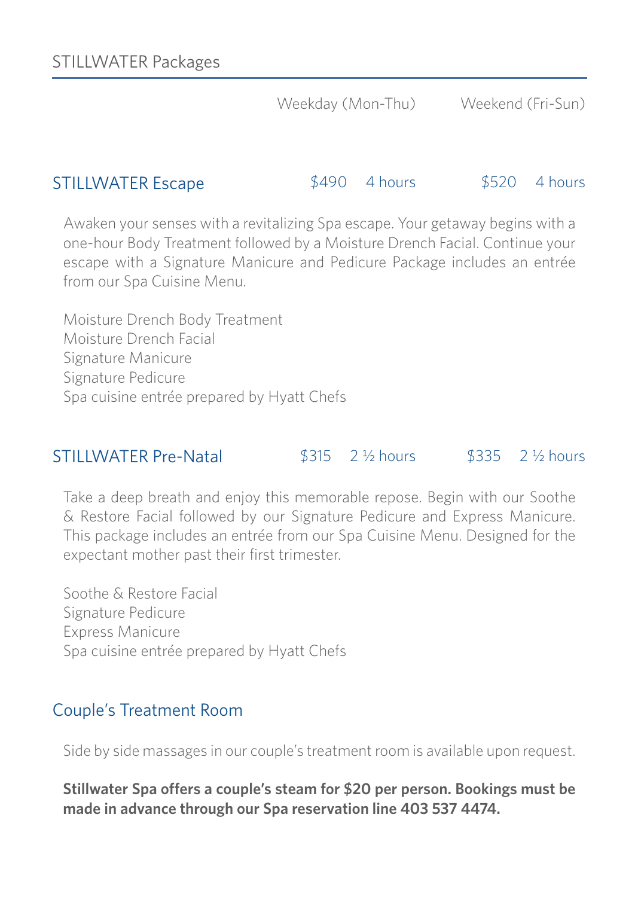## STILLWATER Packages

| | Weekday (Mon-Thu) | | Weekend (Fri-Sun) | |
|---|---|---|---|---|
| STILLWATER Escape | $490 | 4 hours | $520 | 4 hours |

Awaken your senses with a revitalizing Spa escape. Your getaway begins with a one-hour Body Treatment followed by a Moisture Drench Facial. Continue your escape with a Signature Manicure and Pedicure Package includes an entrée from our Spa Cuisine Menu.

Moisture Drench Body Treatment
Moisture Drench Facial
Signature Manicure
Signature Pedicure
Spa cuisine entrée prepared by Hyatt Chefs

| | Weekday (Mon-Thu) | | Weekend (Fri-Sun) | |
|---|---|---|---|---|
| STILLWATER Pre-Natal | $315 | 2 ½ hours | $335 | 2 ½ hours |

Take a deep breath and enjoy this memorable repose. Begin with our Soothe & Restore Facial followed by our Signature Pedicure and Express Manicure. This package includes an entrée from our Spa Cuisine Menu. Designed for the expectant mother past their first trimester.

Soothe & Restore Facial
Signature Pedicure
Express Manicure
Spa cuisine entrée prepared by Hyatt Chefs

### Couple's Treatment Room

Side by side massages in our couple's treatment room is available upon request.

**Stillwater Spa offers a couple's steam for $20 per person. Bookings must be made in advance through our Spa reservation line 403 537 4474.**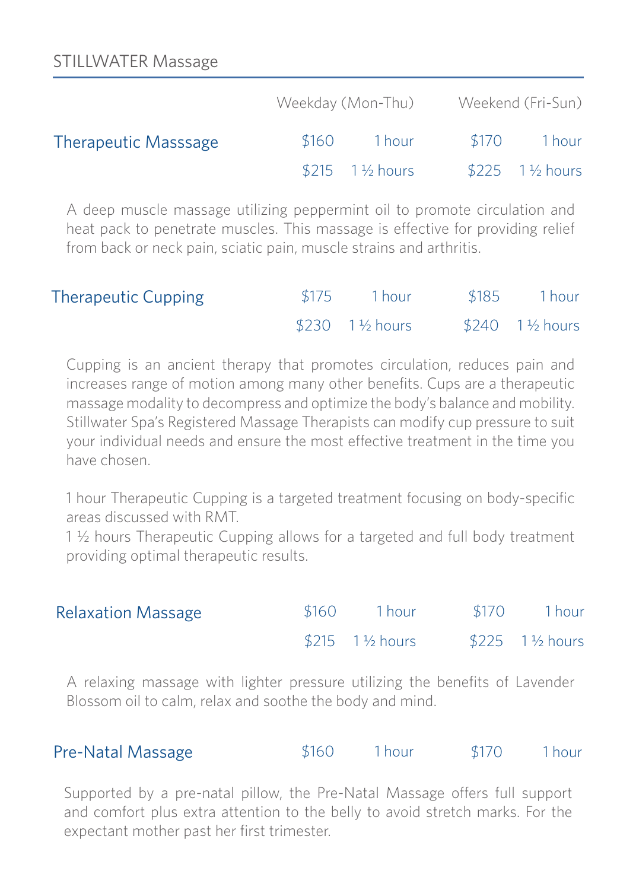STILLWATER Massage

| | Weekday (Mon-Thu) | | Weekend (Fri-Sun) | |
|---|---|---|---|---|
| **Therapeutic Masssage** | $160 | 1 hour | $170 | 1 hour |
| | $215 | 1 ½ hours | $225 | 1 ½ hours |

A deep muscle massage utilizing peppermint oil to promote circulation and heat pack to penetrate muscles. This massage is effective for providing relief from back or neck pain, sciatic pain, muscle strains and arthritis.

| | | | | |
|---|---|---|---|---|
| **Therapeutic Cupping** | $175 | 1 hour | $185 | 1 hour |
| | $230 | 1 ½ hours | $240 | 1 ½ hours |

Cupping is an ancient therapy that promotes circulation, reduces pain and increases range of motion among many other benefits. Cups are a therapeutic massage modality to decompress and optimize the body's balance and mobility. Stillwater Spa's Registered Massage Therapists can modify cup pressure to suit your individual needs and ensure the most effective treatment in the time you have chosen.

1 hour Therapeutic Cupping is a targeted treatment focusing on body-specific areas discussed with RMT.
1 ½ hours Therapeutic Cupping allows for a targeted and full body treatment providing optimal therapeutic results.

| | | | | |
|---|---|---|---|---|
| **Relaxation Massage** | $160 | 1 hour | $170 | 1 hour |
| | $215 | 1 ½ hours | $225 | 1 ½ hours |

A relaxing massage with lighter pressure utilizing the benefits of Lavender Blossom oil to calm, relax and soothe the body and mind.

| | | | | |
|---|---|---|---|---|
| **Pre-Natal Massage** | $160 | 1 hour | $170 | 1 hour |

Supported by a pre-natal pillow, the Pre-Natal Massage offers full support and comfort plus extra attention to the belly to avoid stretch marks. For the expectant mother past her first trimester.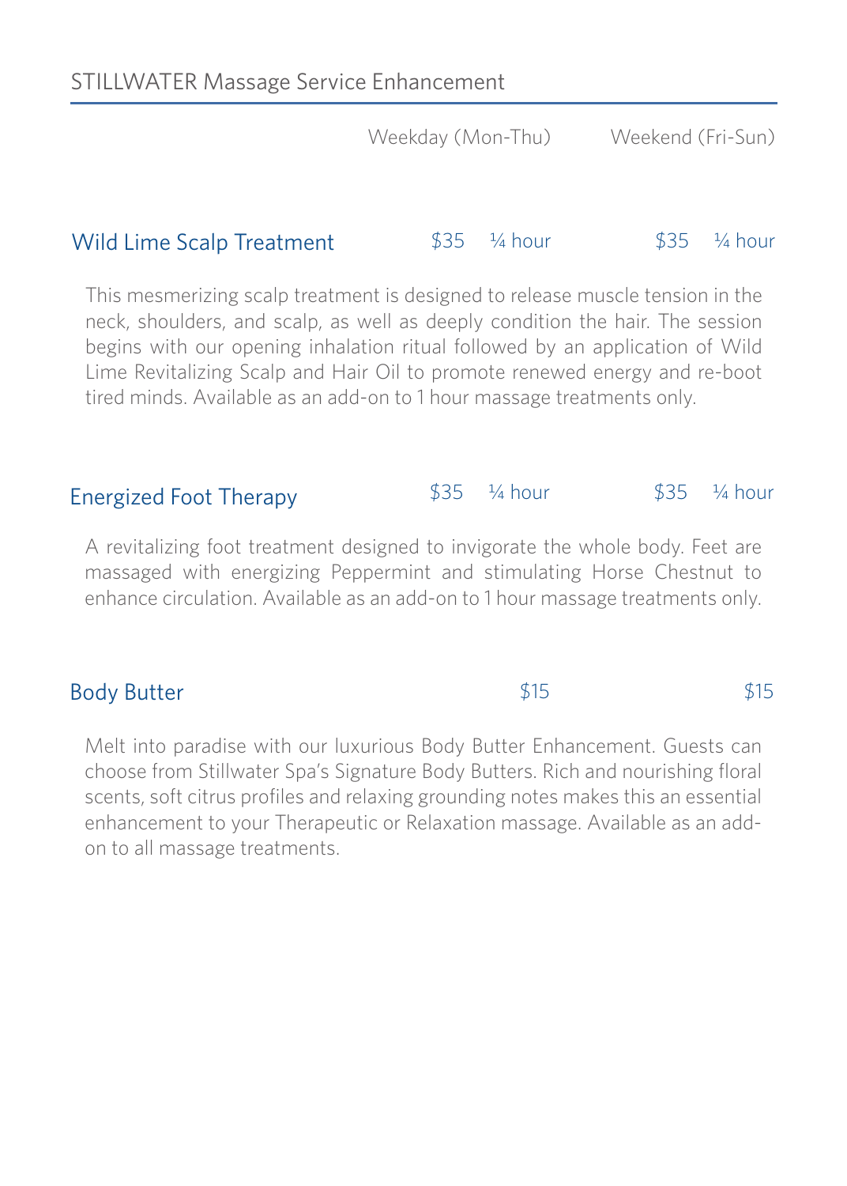## STILLWATER Massage Service Enhancement

| | Weekday (Mon-Thu) | | Weekend (Fri-Sun) | |
|---|---|---|---|---|
| **Wild Lime Scalp Treatment** | $35 | ¼ hour | $35 | ¼ hour |

This mesmerizing scalp treatment is designed to release muscle tension in the neck, shoulders, and scalp, as well as deeply condition the hair. The session begins with our opening inhalation ritual followed by an application of Wild Lime Revitalizing Scalp and Hair Oil to promote renewed energy and re-boot tired minds. Available as an add-on to 1 hour massage treatments only.

| | Weekday (Mon-Thu) | | Weekend (Fri-Sun) | |
|---|---|---|---|---|
| **Energized Foot Therapy** | $35 | ¼ hour | $35 | ¼ hour |

A revitalizing foot treatment designed to invigorate the whole body. Feet are massaged with energizing Peppermint and stimulating Horse Chestnut to enhance circulation. Available as an add-on to 1 hour massage treatments only.

| | Weekday (Mon-Thu) | Weekend (Fri-Sun) |
|---|---|---|
| **Body Butter** | $15 | $15 |

Melt into paradise with our luxurious Body Butter Enhancement. Guests can choose from Stillwater Spa's Signature Body Butters. Rich and nourishing floral scents, soft citrus profiles and relaxing grounding notes makes this an essential enhancement to your Therapeutic or Relaxation massage. Available as an add-on to all massage treatments.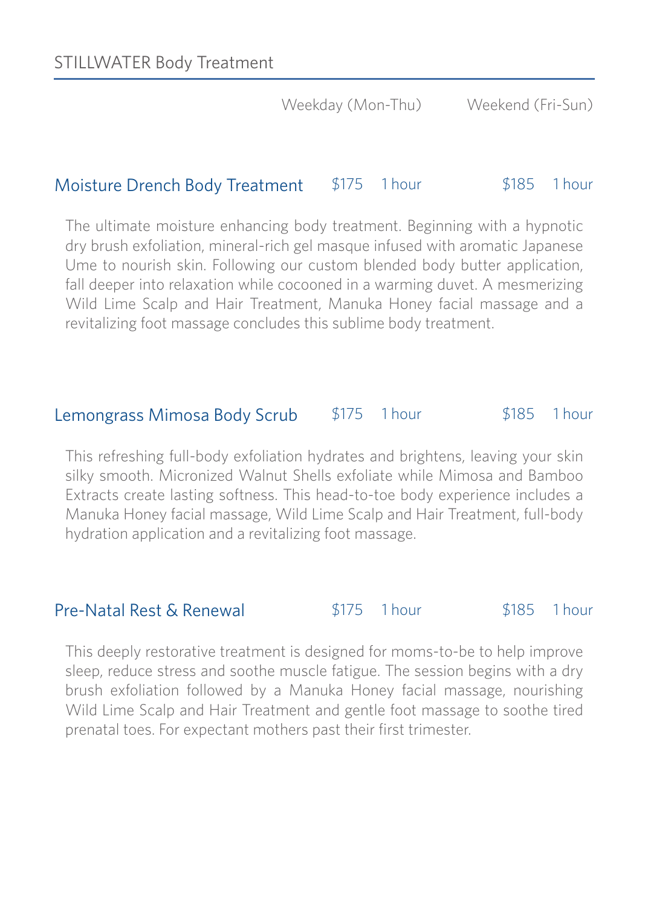## STILLWATER Body Treatment

| | Weekday (Mon-Thu) | | Weekend (Fri-Sun) | |
|---|---|---|---|---|
| Moisture Drench Body Treatment | $175 | 1 hour | $185 | 1 hour |

The ultimate moisture enhancing body treatment. Beginning with a hypnotic dry brush exfoliation, mineral-rich gel masque infused with aromatic Japanese Ume to nourish skin. Following our custom blended body butter application, fall deeper into relaxation while cocooned in a warming duvet. A mesmerizing Wild Lime Scalp and Hair Treatment, Manuka Honey facial massage and a revitalizing foot massage concludes this sublime body treatment.

| | Weekday (Mon-Thu) | | Weekend (Fri-Sun) | |
|---|---|---|---|---|
| Lemongrass Mimosa Body Scrub | $175 | 1 hour | $185 | 1 hour |

This refreshing full-body exfoliation hydrates and brightens, leaving your skin silky smooth. Micronized Walnut Shells exfoliate while Mimosa and Bamboo Extracts create lasting softness. This head-to-toe body experience includes a Manuka Honey facial massage, Wild Lime Scalp and Hair Treatment, full-body hydration application and a revitalizing foot massage.

| | Weekday (Mon-Thu) | | Weekend (Fri-Sun) | |
|---|---|---|---|---|
| Pre-Natal Rest & Renewal | $175 | 1 hour | $185 | 1 hour |

This deeply restorative treatment is designed for moms-to-be to help improve sleep, reduce stress and soothe muscle fatigue. The session begins with a dry brush exfoliation followed by a Manuka Honey facial massage, nourishing Wild Lime Scalp and Hair Treatment and gentle foot massage to soothe tired prenatal toes. For expectant mothers past their first trimester.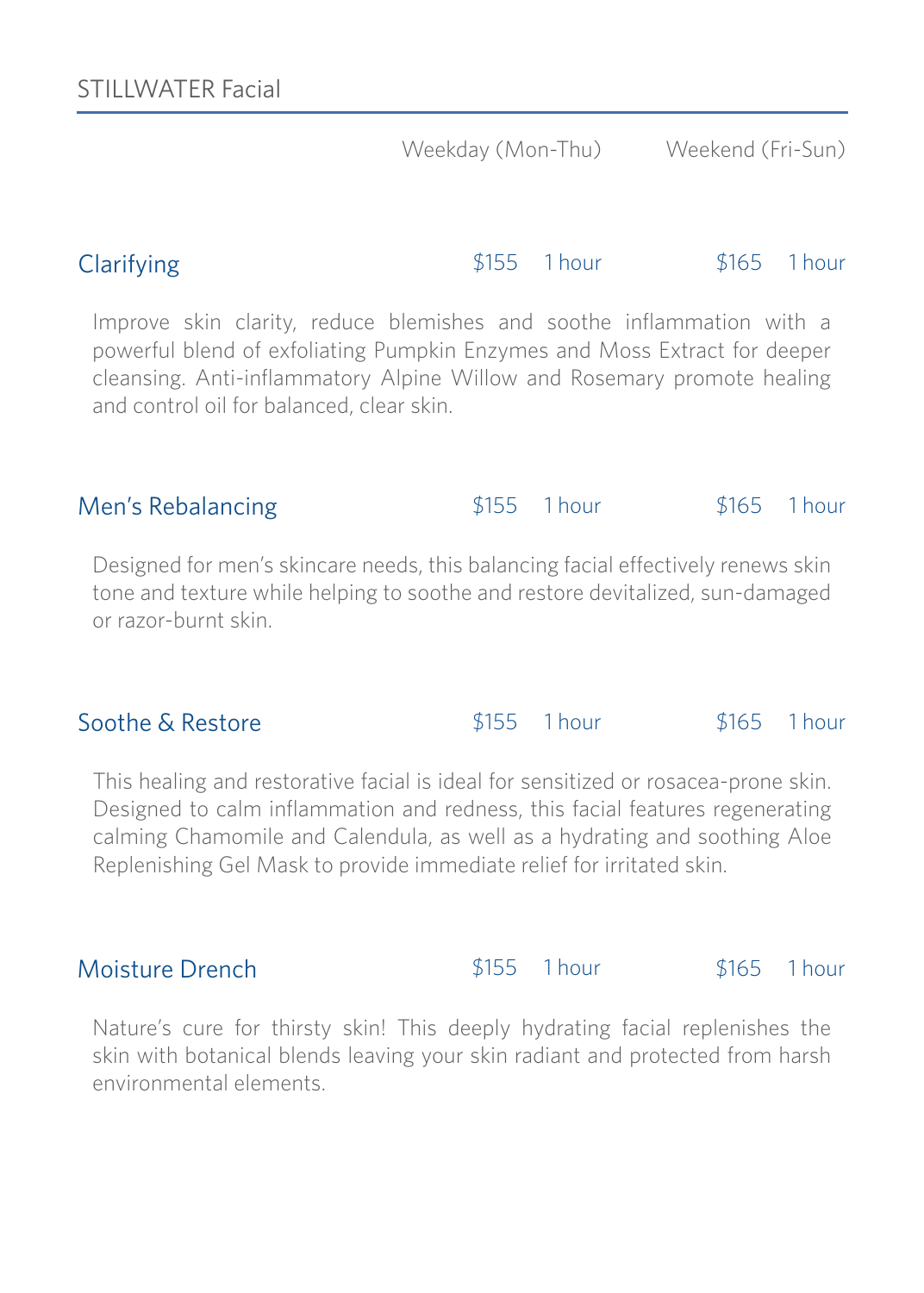## STILLWATER Facial

| | Weekday (Mon-Thu) | | Weekend (Fri-Sun) | |
|---|---|---|---|---|
| **Clarifying** | $155 | 1 hour | $165 | 1 hour |

Improve skin clarity, reduce blemishes and soothe inflammation with a powerful blend of exfoliating Pumpkin Enzymes and Moss Extract for deeper cleansing. Anti-inflammatory Alpine Willow and Rosemary promote healing and control oil for balanced, clear skin.

| | Weekday (Mon-Thu) | | Weekend (Fri-Sun) | |
|---|---|---|---|---|
| **Men's Rebalancing** | $155 | 1 hour | $165 | 1 hour |

Designed for men's skincare needs, this balancing facial effectively renews skin tone and texture while helping to soothe and restore devitalized, sun-damaged or razor-burnt skin.

| | Weekday (Mon-Thu) | | Weekend (Fri-Sun) | |
|---|---|---|---|---|
| **Soothe & Restore** | $155 | 1 hour | $165 | 1 hour |

This healing and restorative facial is ideal for sensitized or rosacea-prone skin. Designed to calm inflammation and redness, this facial features regenerating calming Chamomile and Calendula, as well as a hydrating and soothing Aloe Replenishing Gel Mask to provide immediate relief for irritated skin.

| | Weekday (Mon-Thu) | | Weekend (Fri-Sun) | |
|---|---|---|---|---|
| **Moisture Drench** | $155 | 1 hour | $165 | 1 hour |

Nature's cure for thirsty skin! This deeply hydrating facial replenishes the skin with botanical blends leaving your skin radiant and protected from harsh environmental elements.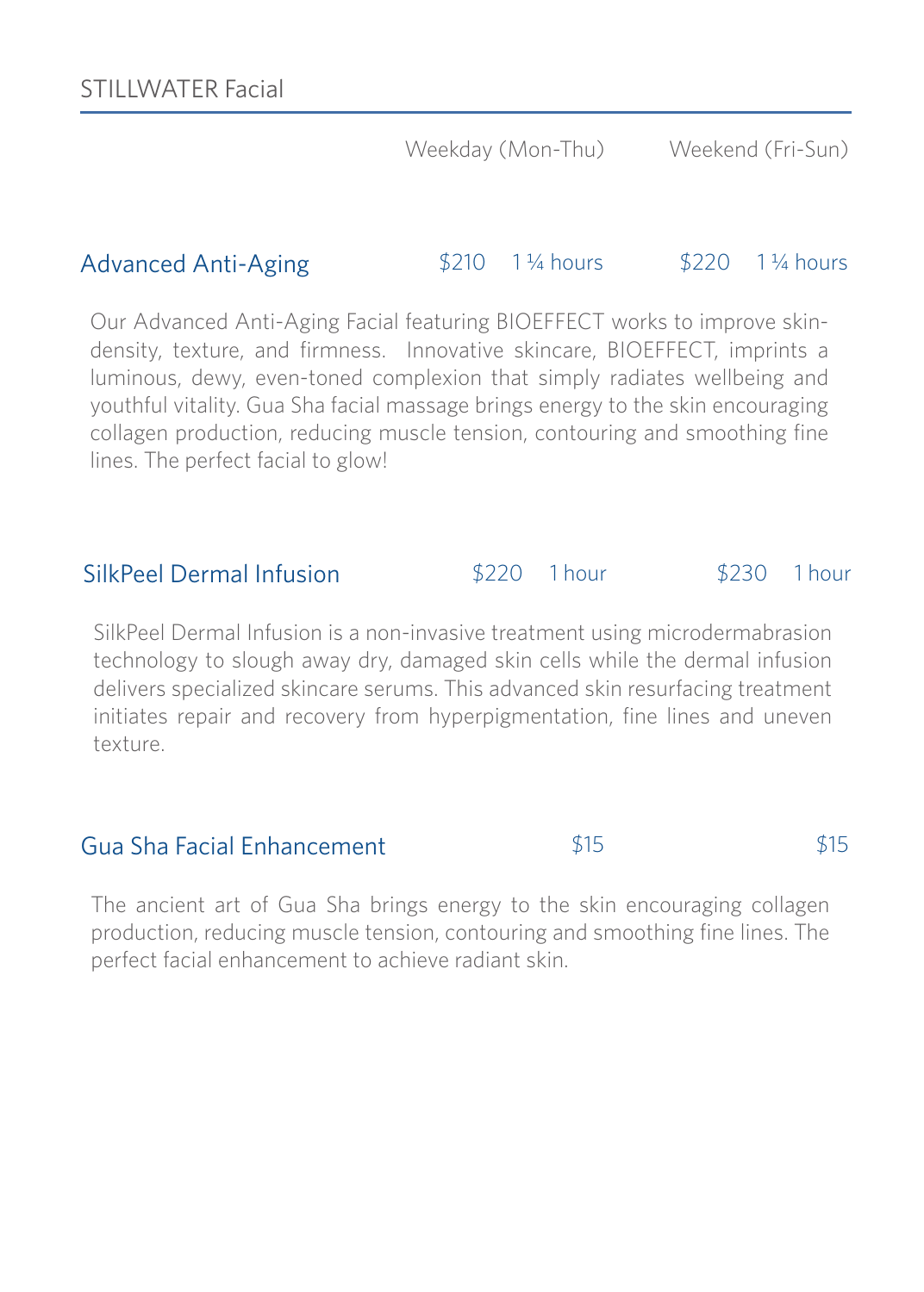## STILLWATER Facial

| | Weekday (Mon-Thu) | | Weekend (Fri-Sun) | |
|---|---|---|---|---|
| Advanced Anti-Aging | $210 | 1 ¼ hours | $220 | 1 ¼ hours |

Our Advanced Anti-Aging Facial featuring BIOEFFECT works to improve skin-density, texture, and firmness. Innovative skincare, BIOEFFECT, imprints a luminous, dewy, even-toned complexion that simply radiates wellbeing and youthful vitality. Gua Sha facial massage brings energy to the skin encouraging collagen production, reducing muscle tension, contouring and smoothing fine lines. The perfect facial to glow!

| | Weekday (Mon-Thu) | | Weekend (Fri-Sun) | |
|---|---|---|---|---|
| SilkPeel Dermal Infusion | $220 | 1 hour | $230 | 1 hour |

SilkPeel Dermal Infusion is a non-invasive treatment using microdermabrasion technology to slough away dry, damaged skin cells while the dermal infusion delivers specialized skincare serums. This advanced skin resurfacing treatment initiates repair and recovery from hyperpigmentation, fine lines and uneven texture.

| | Weekday (Mon-Thu) | Weekend (Fri-Sun) |
|---|---|---|
| Gua Sha Facial Enhancement | $15 | $15 |

The ancient art of Gua Sha brings energy to the skin encouraging collagen production, reducing muscle tension, contouring and smoothing fine lines. The perfect facial enhancement to achieve radiant skin.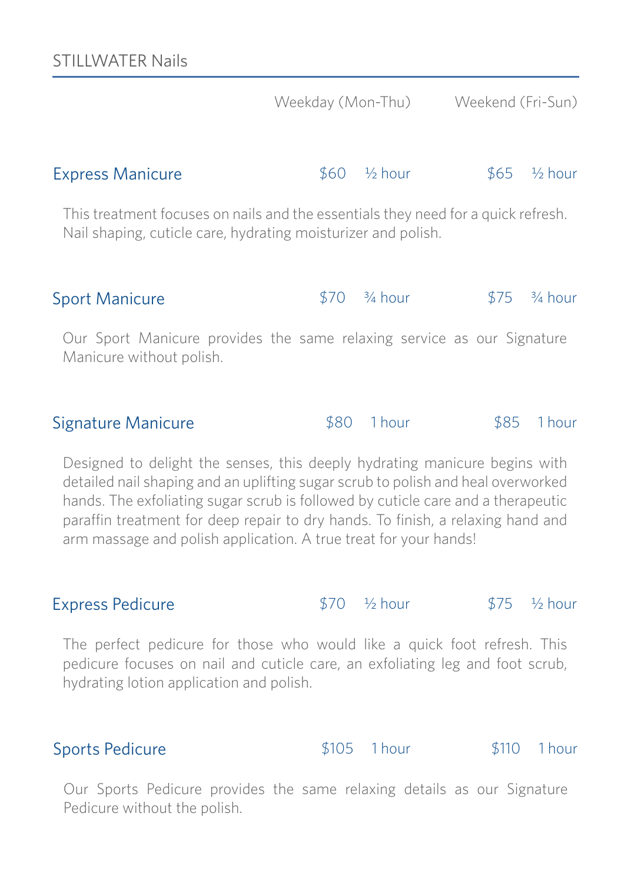STILLWATER Nails

| | Weekday (Mon-Thu) | | Weekend (Fri-Sun) | |
|---|---|---|---|---|
| **Express Manicure** | $60 | ½ hour | $65 | ½ hour |
| **Sport Manicure** | $70 | ¾ hour | $75 | ¾ hour |
| **Signature Manicure** | $80 | 1 hour | $85 | 1 hour |
| **Express Pedicure** | $70 | ½ hour | $75 | ½ hour |
| **Sports Pedicure** | $105 | 1 hour | $110 | 1 hour |

### Express Manicure

$60 · ½ hour (Weekday) | $65 · ½ hour (Weekend)

This treatment focuses on nails and the essentials they need for a quick refresh. Nail shaping, cuticle care, hydrating moisturizer and polish.

### Sport Manicure

$70 · ¾ hour (Weekday) | $75 · ¾ hour (Weekend)

Our Sport Manicure provides the same relaxing service as our Signature Manicure without polish.

### Signature Manicure

$80 · 1 hour (Weekday) | $85 · 1 hour (Weekend)

Designed to delight the senses, this deeply hydrating manicure begins with detailed nail shaping and an uplifting sugar scrub to polish and heal overworked hands. The exfoliating sugar scrub is followed by cuticle care and a therapeutic paraffin treatment for deep repair to dry hands. To finish, a relaxing hand and arm massage and polish application. A true treat for your hands!

### Express Pedicure

$70 · ½ hour (Weekday) | $75 · ½ hour (Weekend)

The perfect pedicure for those who would like a quick foot refresh. This pedicure focuses on nail and cuticle care, an exfoliating leg and foot scrub, hydrating lotion application and polish.

### Sports Pedicure

$105 · 1 hour (Weekday) | $110 · 1 hour (Weekend)

Our Sports Pedicure provides the same relaxing details as our Signature Pedicure without the polish.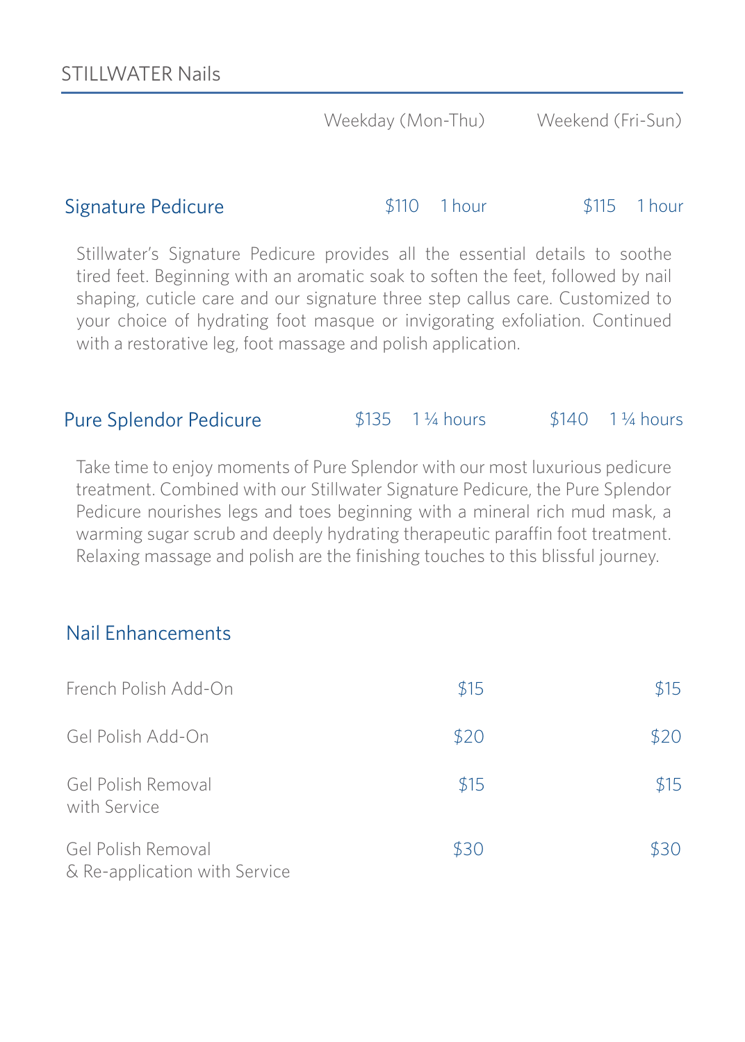# STILLWATER Nails

| | Weekday (Mon-Thu) | | Weekend (Fri-Sun) | |
|---|---|---|---|---|
| **Signature Pedicure** | $110 | 1 hour | $115 | 1 hour |

Stillwater's Signature Pedicure provides all the essential details to soothe tired feet. Beginning with an aromatic soak to soften the feet, followed by nail shaping, cuticle care and our signature three step callus care. Customized to your choice of hydrating foot masque or invigorating exfoliation. Continued with a restorative leg, foot massage and polish application.

| | Weekday (Mon-Thu) | | Weekend (Fri-Sun) | |
|---|---|---|---|---|
| **Pure Splendor Pedicure** | $135 | 1 ¼ hours | $140 | 1 ¼ hours |

Take time to enjoy moments of Pure Splendor with our most luxurious pedicure treatment. Combined with our Stillwater Signature Pedicure, the Pure Splendor Pedicure nourishes legs and toes beginning with a mineral rich mud mask, a warming sugar scrub and deeply hydrating therapeutic paraffin foot treatment. Relaxing massage and polish are the finishing touches to this blissful journey.

## Nail Enhancements

| | Weekday (Mon-Thu) | Weekend (Fri-Sun) |
|---|---|---|
| French Polish Add-On | $15 | $15 |
| Gel Polish Add-On | $20 | $20 |
| Gel Polish Removal with Service | $15 | $15 |
| Gel Polish Removal & Re-application with Service | $30 | $30 |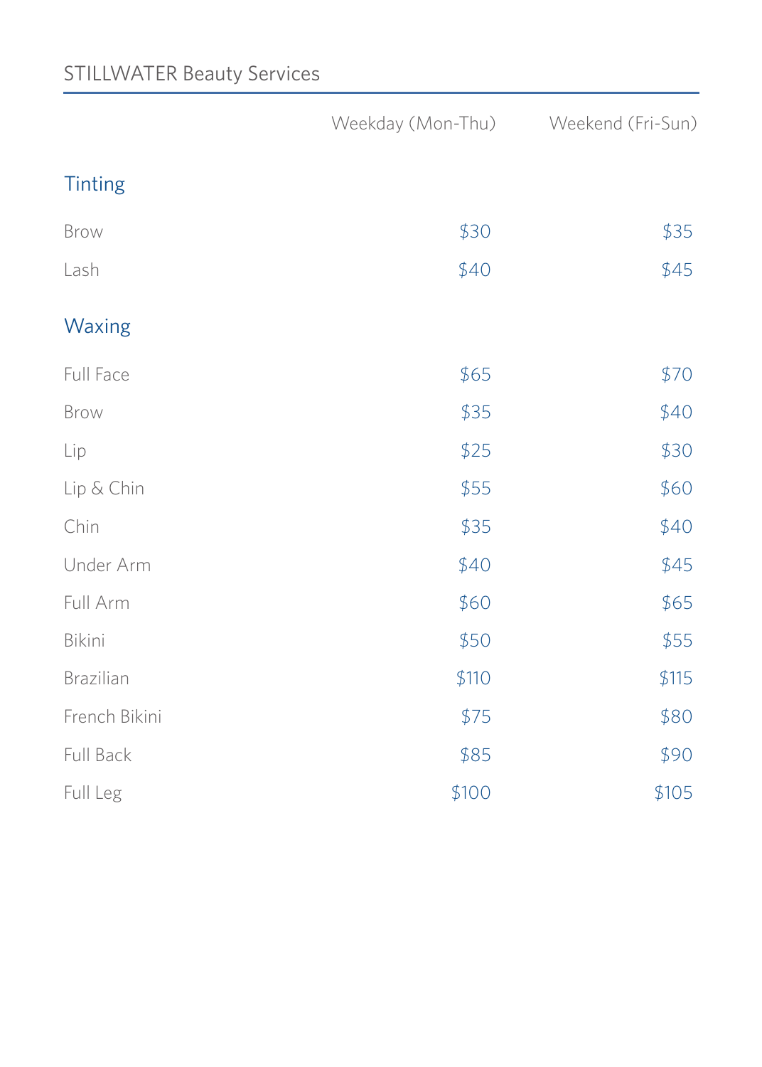STILLWATER Beauty Services

| | Weekday (Mon-Thu) | Weekend (Fri-Sun) |
|---|---|---|
| **Tinting** | | |
| Brow | $30 | $35 |
| Lash | $40 | $45 |
| **Waxing** | | |
| Full Face | $65 | $70 |
| Brow | $35 | $40 |
| Lip | $25 | $30 |
| Lip & Chin | $55 | $60 |
| Chin | $35 | $40 |
| Under Arm | $40 | $45 |
| Full Arm | $60 | $65 |
| Bikini | $50 | $55 |
| Brazilian | $110 | $115 |
| French Bikini | $75 | $80 |
| Full Back | $85 | $90 |
| Full Leg | $100 | $105 |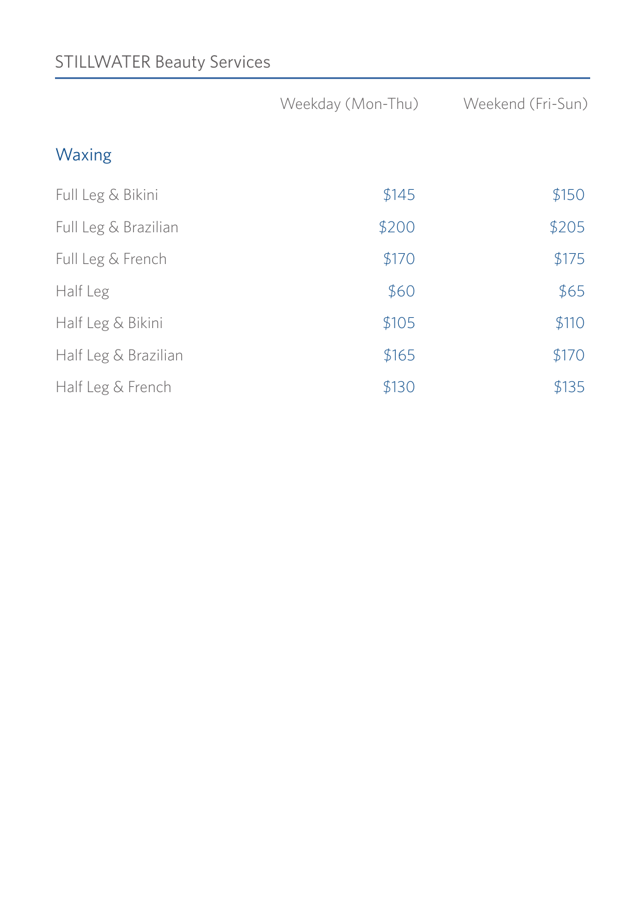STILLWATER Beauty Services

| | Weekday (Mon-Thu) | Weekend (Fri-Sun) |
|---|---|---|
| **Waxing** | | |
| Full Leg & Bikini | $145 | $150 |
| Full Leg & Brazilian | $200 | $205 |
| Full Leg & French | $170 | $175 |
| Half Leg | $60 | $65 |
| Half Leg & Bikini | $105 | $110 |
| Half Leg & Brazilian | $165 | $170 |
| Half Leg & French | $130 | $135 |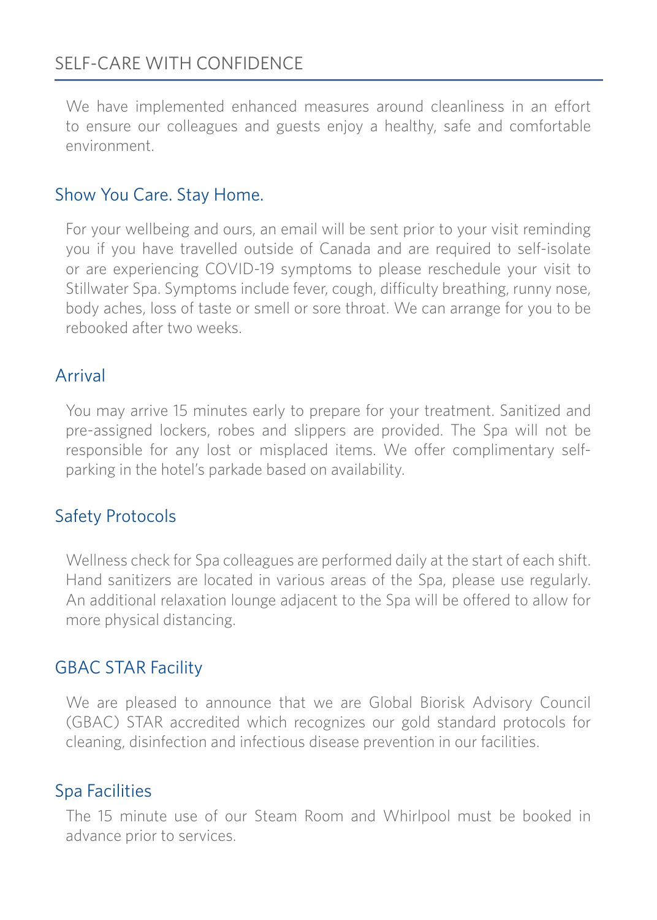# SELF-CARE WITH CONFIDENCE

We have implemented enhanced measures around cleanliness in an effort to ensure our colleagues and guests enjoy a healthy, safe and comfortable environment.

## Show You Care. Stay Home.

For your wellbeing and ours, an email will be sent prior to your visit reminding you if you have travelled outside of Canada and are required to self-isolate or are experiencing COVID-19 symptoms to please reschedule your visit to Stillwater Spa. Symptoms include fever, cough, difficulty breathing, runny nose, body aches, loss of taste or smell or sore throat. We can arrange for you to be rebooked after two weeks.

## Arrival

You may arrive 15 minutes early to prepare for your treatment. Sanitized and pre-assigned lockers, robes and slippers are provided. The Spa will not be responsible for any lost or misplaced items. We offer complimentary self-parking in the hotel's parkade based on availability.

## Safety Protocols

Wellness check for Spa colleagues are performed daily at the start of each shift. Hand sanitizers are located in various areas of the Spa, please use regularly. An additional relaxation lounge adjacent to the Spa will be offered to allow for more physical distancing.

## GBAC STAR Facility

We are pleased to announce that we are Global Biorisk Advisory Council (GBAC) STAR accredited which recognizes our gold standard protocols for cleaning, disinfection and infectious disease prevention in our facilities.

## Spa Facilities

The 15 minute use of our Steam Room and Whirlpool must be booked in advance prior to services.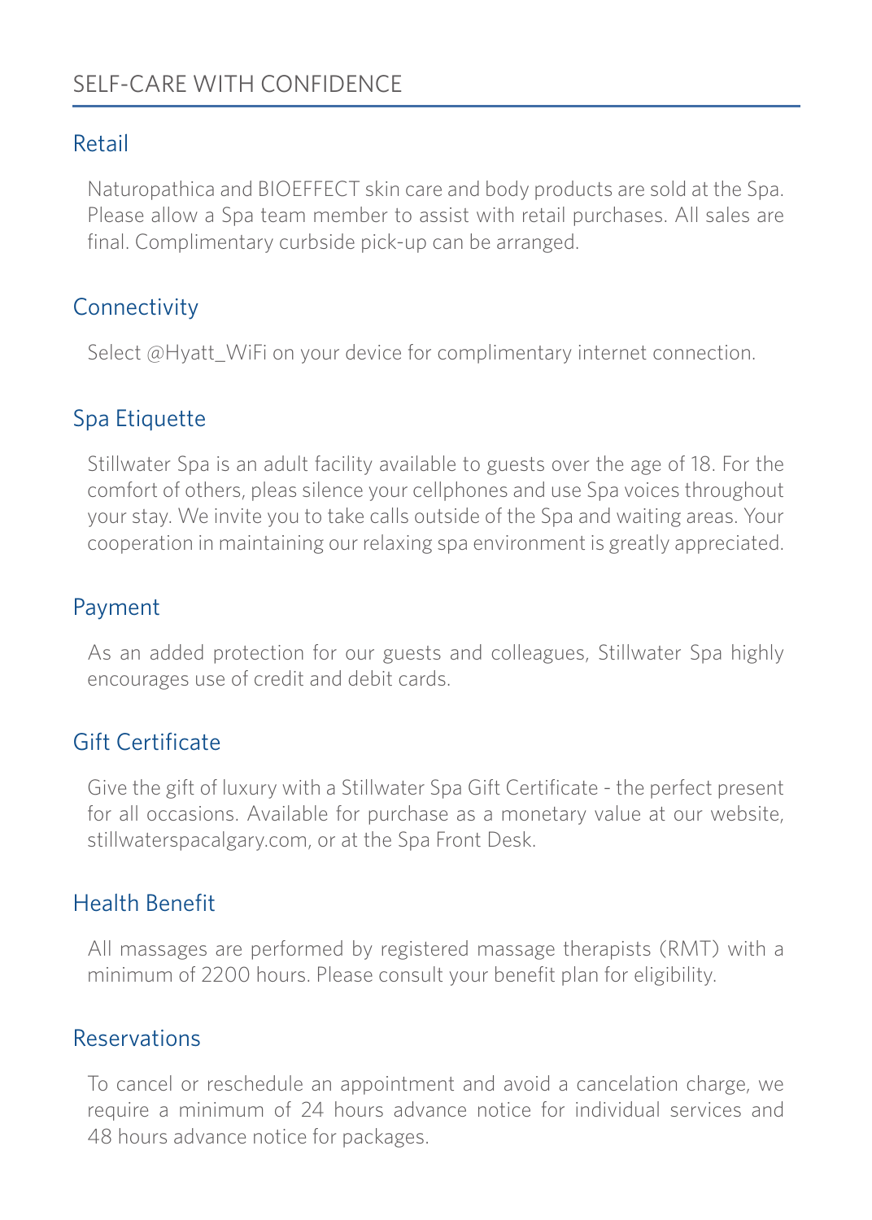# SELF-CARE WITH CONFIDENCE

## Retail

Naturopathica and BIOEFFECT skin care and body products are sold at the Spa. Please allow a Spa team member to assist with retail purchases. All sales are final. Complimentary curbside pick-up can be arranged.

## Connectivity

Select @Hyatt_WiFi on your device for complimentary internet connection.

## Spa Etiquette

Stillwater Spa is an adult facility available to guests over the age of 18. For the comfort of others, pleas silence your cellphones and use Spa voices throughout your stay. We invite you to take calls outside of the Spa and waiting areas. Your cooperation in maintaining our relaxing spa environment is greatly appreciated.

## Payment

As an added protection for our guests and colleagues, Stillwater Spa highly encourages use of credit and debit cards.

## Gift Certificate

Give the gift of luxury with a Stillwater Spa Gift Certificate - the perfect present for all occasions. Available for purchase as a monetary value at our website, stillwaterspacalgary.com, or at the Spa Front Desk.

## Health Benefit

All massages are performed by registered massage therapists (RMT) with a minimum of 2200 hours. Please consult your benefit plan for eligibility.

## Reservations

To cancel or reschedule an appointment and avoid a cancelation charge, we require a minimum of 24 hours advance notice for individual services and 48 hours advance notice for packages.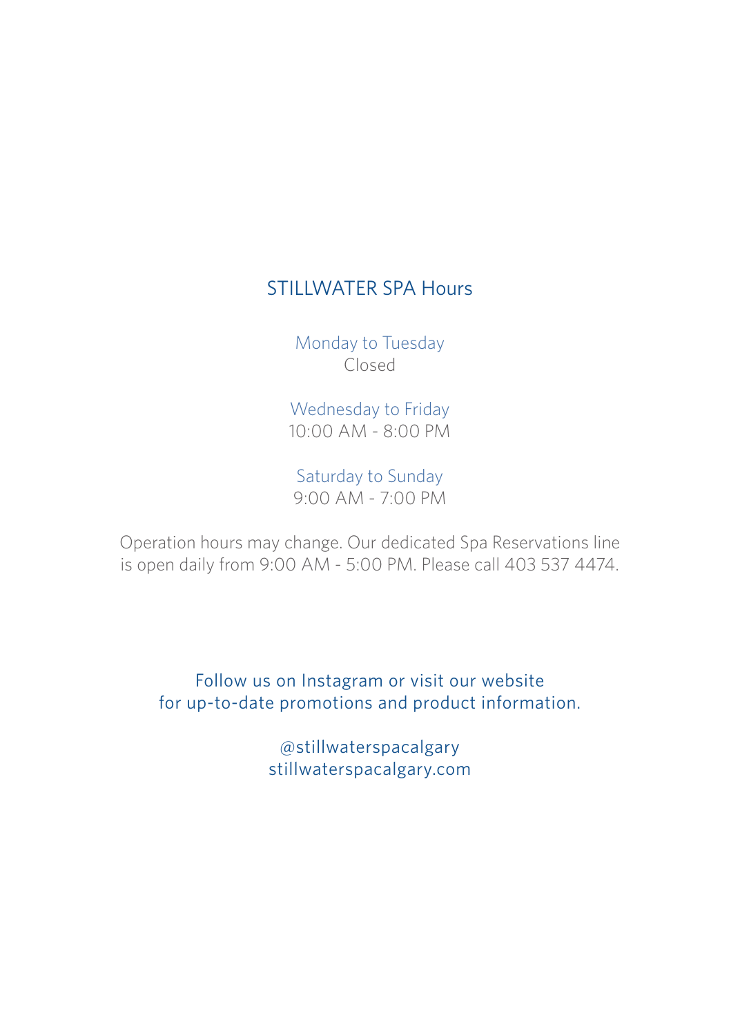## STILLWATER SPA Hours

Monday to Tuesday
Closed

Wednesday to Friday
10:00 AM - 8:00 PM

Saturday to Sunday
9:00 AM - 7:00 PM

Operation hours may change. Our dedicated Spa Reservations line is open daily from 9:00 AM - 5:00 PM. Please call 403 537 4474.

Follow us on Instagram or visit our website for up-to-date promotions and product information.

@stillwaterspacalgary
stillwaterspacalgary.com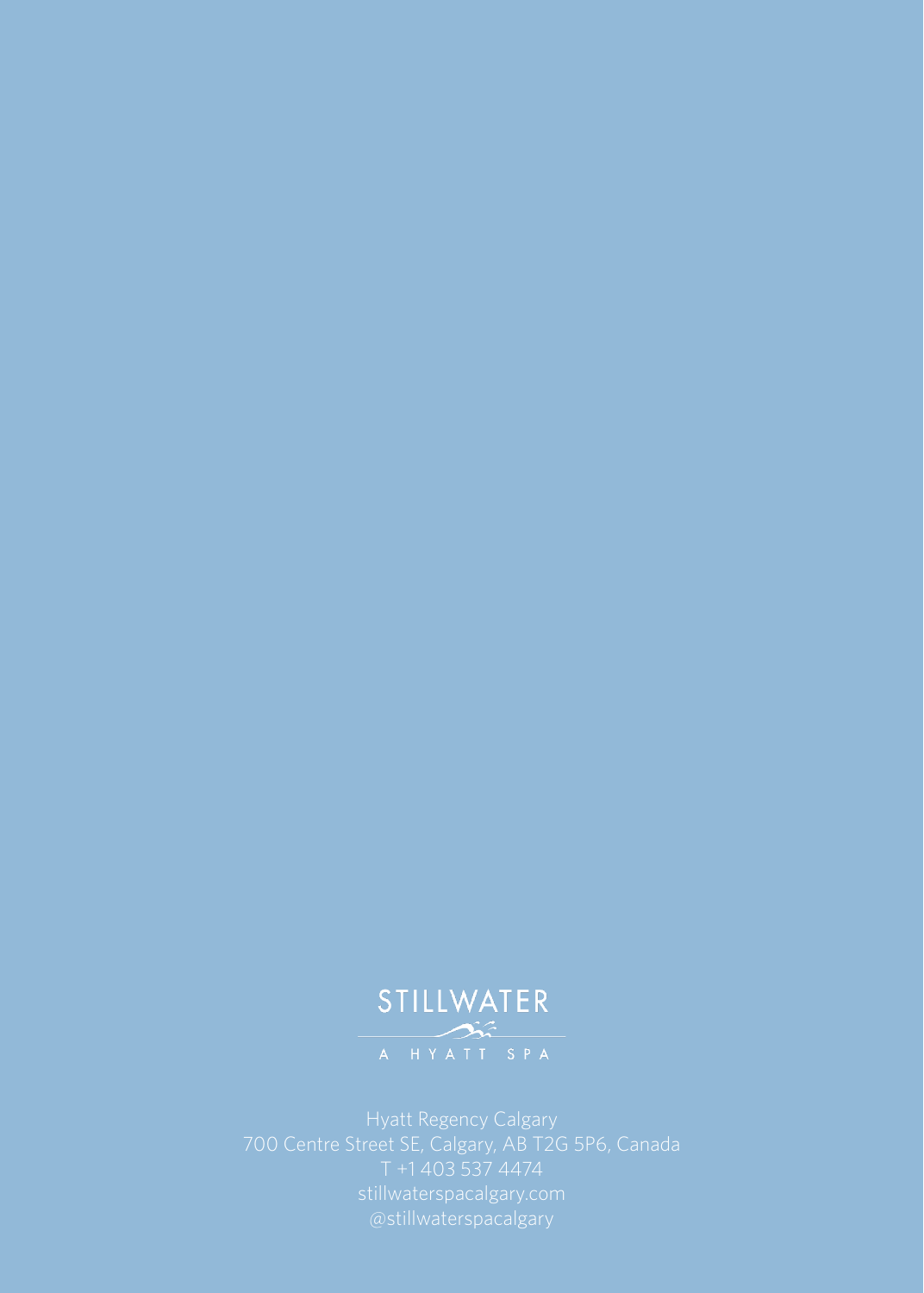STILLWATER

A HYATT SPA

Hyatt Regency Calgary
700 Centre Street SE, Calgary, AB T2G 5P6, Canada
T +1 403 537 4474
stillwaterspacalgary.com
@stillwaterspacalgary